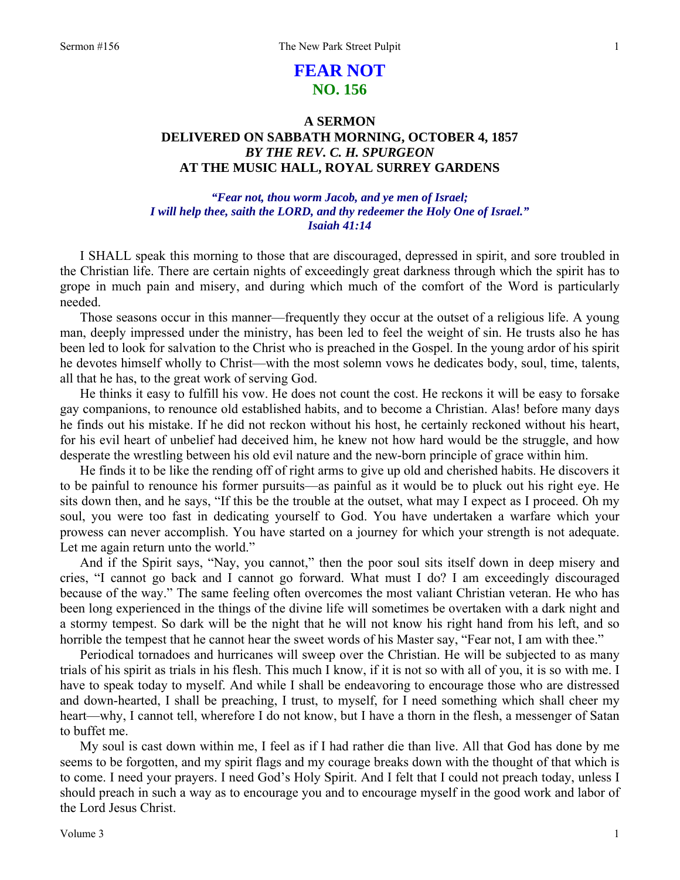# FEAR NOT
## NO. 156

### A SERMON
### DELIVERED ON SABBATH MORNING, OCTOBER 4, 1857
### *BY THE REV. C. H. SPURGEON*
### AT THE MUSIC HALL, ROYAL SURREY GARDENS

***"Fear not, thou worm Jacob, and ye men of Israel;***
***I will help thee, saith the LORD, and thy redeemer the Holy One of Israel."***
***Isaiah 41:14***

I SHALL speak this morning to those that are discouraged, depressed in spirit, and sore troubled in the Christian life. There are certain nights of exceedingly great darkness through which the spirit has to grope in much pain and misery, and during which much of the comfort of the Word is particularly needed.

Those seasons occur in this manner—frequently they occur at the outset of a religious life. A young man, deeply impressed under the ministry, has been led to feel the weight of sin. He trusts also he has been led to look for salvation to the Christ who is preached in the Gospel. In the young ardor of his spirit he devotes himself wholly to Christ—with the most solemn vows he dedicates body, soul, time, talents, all that he has, to the great work of serving God.

He thinks it easy to fulfill his vow. He does not count the cost. He reckons it will be easy to forsake gay companions, to renounce old established habits, and to become a Christian. Alas! before many days he finds out his mistake. If he did not reckon without his host, he certainly reckoned without his heart, for his evil heart of unbelief had deceived him, he knew not how hard would be the struggle, and how desperate the wrestling between his old evil nature and the new-born principle of grace within him.

He finds it to be like the rending off of right arms to give up old and cherished habits. He discovers it to be painful to renounce his former pursuits—as painful as it would be to pluck out his right eye. He sits down then, and he says, "If this be the trouble at the outset, what may I expect as I proceed. Oh my soul, you were too fast in dedicating yourself to God. You have undertaken a warfare which your prowess can never accomplish. You have started on a journey for which your strength is not adequate. Let me again return unto the world."

And if the Spirit says, "Nay, you cannot," then the poor soul sits itself down in deep misery and cries, "I cannot go back and I cannot go forward. What must I do? I am exceedingly discouraged because of the way." The same feeling often overcomes the most valiant Christian veteran. He who has been long experienced in the things of the divine life will sometimes be overtaken with a dark night and a stormy tempest. So dark will be the night that he will not know his right hand from his left, and so horrible the tempest that he cannot hear the sweet words of his Master say, "Fear not, I am with thee."

Periodical tornadoes and hurricanes will sweep over the Christian. He will be subjected to as many trials of his spirit as trials in his flesh. This much I know, if it is not so with all of you, it is so with me. I have to speak today to myself. And while I shall be endeavoring to encourage those who are distressed and down-hearted, I shall be preaching, I trust, to myself, for I need something which shall cheer my heart—why, I cannot tell, wherefore I do not know, but I have a thorn in the flesh, a messenger of Satan to buffet me.

My soul is cast down within me, I feel as if I had rather die than live. All that God has done by me seems to be forgotten, and my spirit flags and my courage breaks down with the thought of that which is to come. I need your prayers. I need God's Holy Spirit. And I felt that I could not preach today, unless I should preach in such a way as to encourage you and to encourage myself in the good work and labor of the Lord Jesus Christ.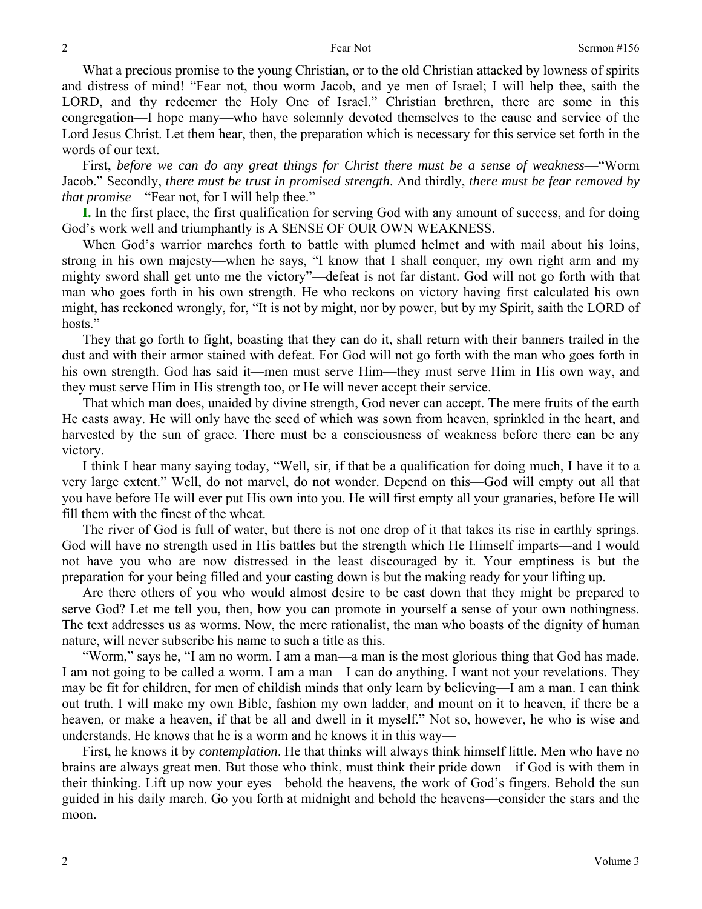What a precious promise to the young Christian, or to the old Christian attacked by lowness of spirits and distress of mind! "Fear not, thou worm Jacob, and ye men of Israel; I will help thee, saith the LORD, and thy redeemer the Holy One of Israel." Christian brethren, there are some in this congregation—I hope many—who have solemnly devoted themselves to the cause and service of the Lord Jesus Christ. Let them hear, then, the preparation which is necessary for this service set forth in the words of our text.

First, *before we can do any great things for Christ there must be a sense of weakness*—"Worm Jacob." Secondly, *there must be trust in promised strength*. And thirdly, *there must be fear removed by that promise*—"Fear not, for I will help thee."

**I.** In the first place, the first qualification for serving God with any amount of success, and for doing God's work well and triumphantly is A SENSE OF OUR OWN WEAKNESS.

When God's warrior marches forth to battle with plumed helmet and with mail about his loins, strong in his own majesty—when he says, "I know that I shall conquer, my own right arm and my mighty sword shall get unto me the victory"—defeat is not far distant. God will not go forth with that man who goes forth in his own strength. He who reckons on victory having first calculated his own might, has reckoned wrongly, for, "It is not by might, nor by power, but by my Spirit, saith the LORD of hosts."

They that go forth to fight, boasting that they can do it, shall return with their banners trailed in the dust and with their armor stained with defeat. For God will not go forth with the man who goes forth in his own strength. God has said it—men must serve Him—they must serve Him in His own way, and they must serve Him in His strength too, or He will never accept their service.

That which man does, unaided by divine strength, God never can accept. The mere fruits of the earth He casts away. He will only have the seed of which was sown from heaven, sprinkled in the heart, and harvested by the sun of grace. There must be a consciousness of weakness before there can be any victory.

I think I hear many saying today, "Well, sir, if that be a qualification for doing much, I have it to a very large extent." Well, do not marvel, do not wonder. Depend on this—God will empty out all that you have before He will ever put His own into you. He will first empty all your granaries, before He will fill them with the finest of the wheat.

The river of God is full of water, but there is not one drop of it that takes its rise in earthly springs. God will have no strength used in His battles but the strength which He Himself imparts—and I would not have you who are now distressed in the least discouraged by it. Your emptiness is but the preparation for your being filled and your casting down is but the making ready for your lifting up.

Are there others of you who would almost desire to be cast down that they might be prepared to serve God? Let me tell you, then, how you can promote in yourself a sense of your own nothingness. The text addresses us as worms. Now, the mere rationalist, the man who boasts of the dignity of human nature, will never subscribe his name to such a title as this.

"Worm," says he, "I am no worm. I am a man—a man is the most glorious thing that God has made. I am not going to be called a worm. I am a man—I can do anything. I want not your revelations. They may be fit for children, for men of childish minds that only learn by believing—I am a man. I can think out truth. I will make my own Bible, fashion my own ladder, and mount on it to heaven, if there be a heaven, or make a heaven, if that be all and dwell in it myself." Not so, however, he who is wise and understands. He knows that he is a worm and he knows it in this way—

First, he knows it by *contemplation*. He that thinks will always think himself little. Men who have no brains are always great men. But those who think, must think their pride down—if God is with them in their thinking. Lift up now your eyes—behold the heavens, the work of God's fingers. Behold the sun guided in his daily march. Go you forth at midnight and behold the heavens—consider the stars and the moon.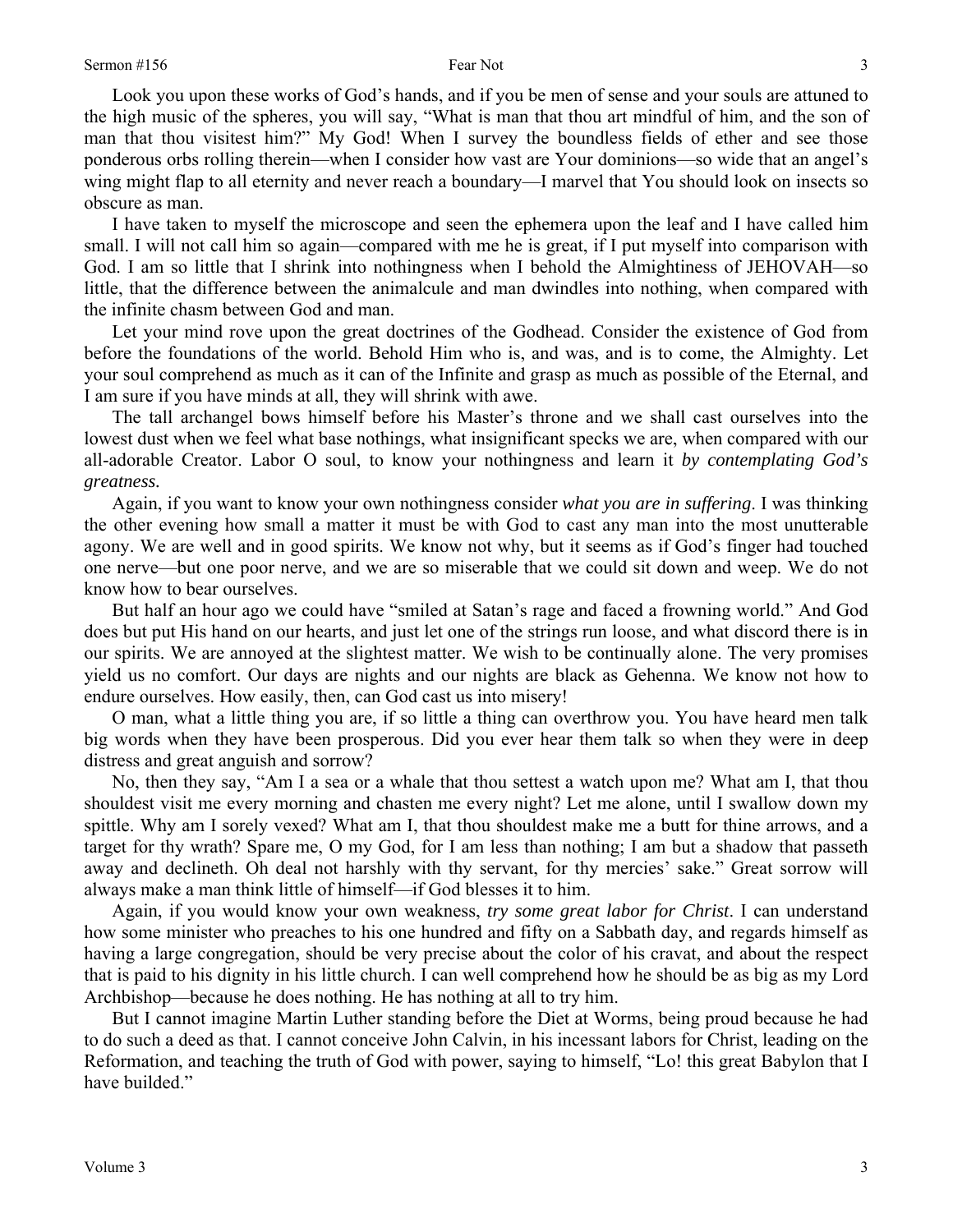Look you upon these works of God's hands, and if you be men of sense and your souls are attuned to the high music of the spheres, you will say, "What is man that thou art mindful of him, and the son of man that thou visitest him?" My God! When I survey the boundless fields of ether and see those ponderous orbs rolling therein—when I consider how vast are Your dominions—so wide that an angel's wing might flap to all eternity and never reach a boundary—I marvel that You should look on insects so obscure as man.

I have taken to myself the microscope and seen the ephemera upon the leaf and I have called him small. I will not call him so again—compared with me he is great, if I put myself into comparison with God. I am so little that I shrink into nothingness when I behold the Almightiness of JEHOVAH—so little, that the difference between the animalcule and man dwindles into nothing, when compared with the infinite chasm between God and man.

Let your mind rove upon the great doctrines of the Godhead. Consider the existence of God from before the foundations of the world. Behold Him who is, and was, and is to come, the Almighty. Let your soul comprehend as much as it can of the Infinite and grasp as much as possible of the Eternal, and I am sure if you have minds at all, they will shrink with awe.

The tall archangel bows himself before his Master's throne and we shall cast ourselves into the lowest dust when we feel what base nothings, what insignificant specks we are, when compared with our all-adorable Creator. Labor O soul, to know your nothingness and learn it *by contemplating God's greatness.*

Again, if you want to know your own nothingness consider *what you are in suffering*. I was thinking the other evening how small a matter it must be with God to cast any man into the most unutterable agony. We are well and in good spirits. We know not why, but it seems as if God's finger had touched one nerve—but one poor nerve, and we are so miserable that we could sit down and weep. We do not know how to bear ourselves.

But half an hour ago we could have "smiled at Satan's rage and faced a frowning world." And God does but put His hand on our hearts, and just let one of the strings run loose, and what discord there is in our spirits. We are annoyed at the slightest matter. We wish to be continually alone. The very promises yield us no comfort. Our days are nights and our nights are black as Gehenna. We know not how to endure ourselves. How easily, then, can God cast us into misery!

O man, what a little thing you are, if so little a thing can overthrow you. You have heard men talk big words when they have been prosperous. Did you ever hear them talk so when they were in deep distress and great anguish and sorrow?

No, then they say, "Am I a sea or a whale that thou settest a watch upon me? What am I, that thou shouldest visit me every morning and chasten me every night? Let me alone, until I swallow down my spittle. Why am I sorely vexed? What am I, that thou shouldest make me a butt for thine arrows, and a target for thy wrath? Spare me, O my God, for I am less than nothing; I am but a shadow that passeth away and declineth. Oh deal not harshly with thy servant, for thy mercies' sake." Great sorrow will always make a man think little of himself—if God blesses it to him.

Again, if you would know your own weakness, *try some great labor for Christ*. I can understand how some minister who preaches to his one hundred and fifty on a Sabbath day, and regards himself as having a large congregation, should be very precise about the color of his cravat, and about the respect that is paid to his dignity in his little church. I can well comprehend how he should be as big as my Lord Archbishop—because he does nothing. He has nothing at all to try him.

But I cannot imagine Martin Luther standing before the Diet at Worms, being proud because he had to do such a deed as that. I cannot conceive John Calvin, in his incessant labors for Christ, leading on the Reformation, and teaching the truth of God with power, saying to himself, "Lo! this great Babylon that I have builded."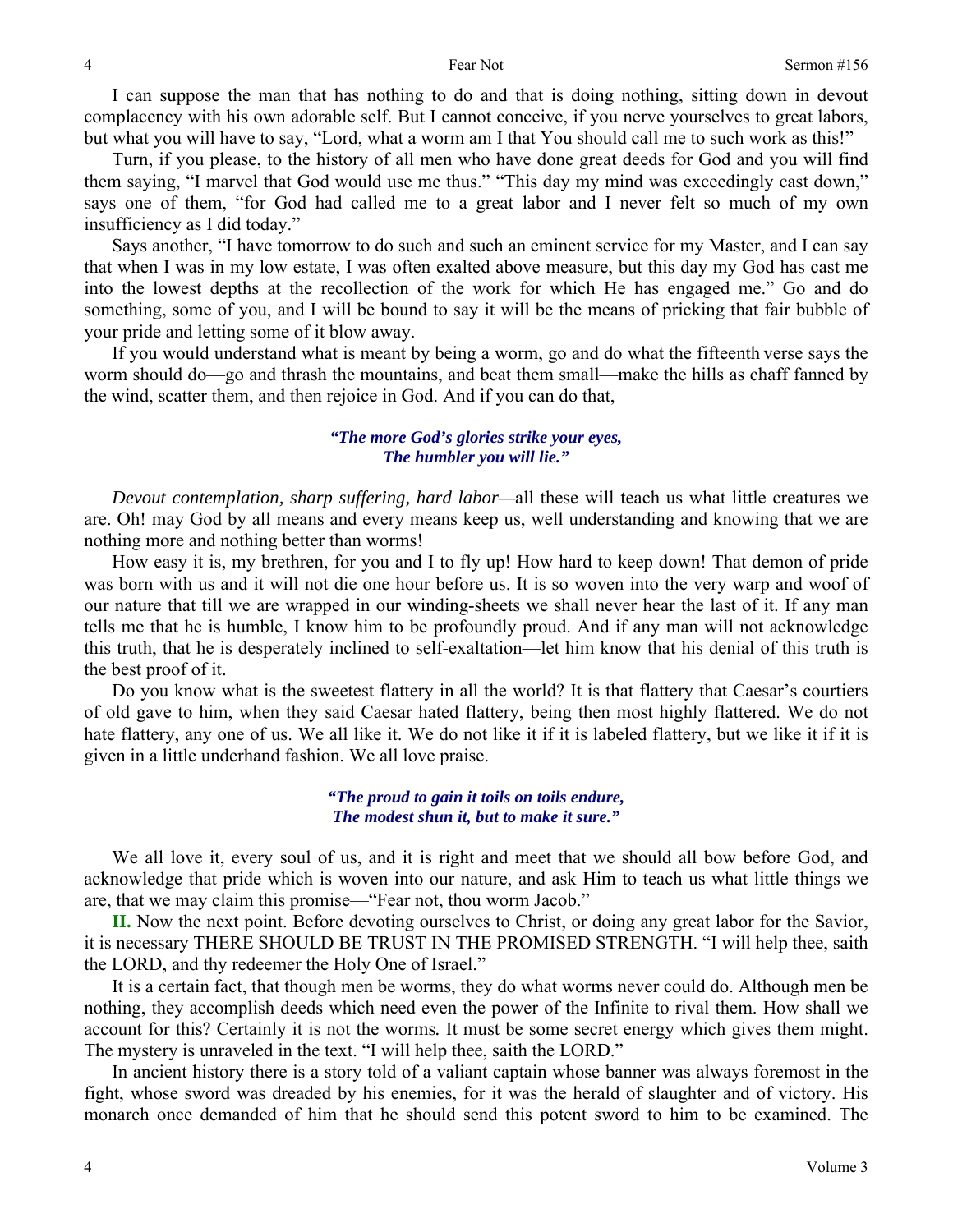I can suppose the man that has nothing to do and that is doing nothing, sitting down in devout complacency with his own adorable self. But I cannot conceive, if you nerve yourselves to great labors, but what you will have to say, "Lord, what a worm am I that You should call me to such work as this!"

Turn, if you please, to the history of all men who have done great deeds for God and you will find them saying, "I marvel that God would use me thus." "This day my mind was exceedingly cast down," says one of them, "for God had called me to a great labor and I never felt so much of my own insufficiency as I did today."

Says another, "I have tomorrow to do such and such an eminent service for my Master, and I can say that when I was in my low estate, I was often exalted above measure, but this day my God has cast me into the lowest depths at the recollection of the work for which He has engaged me." Go and do something, some of you, and I will be bound to say it will be the means of pricking that fair bubble of your pride and letting some of it blow away.

If you would understand what is meant by being a worm, go and do what the fifteenth verse says the worm should do—go and thrash the mountains, and beat them small—make the hills as chaff fanned by the wind, scatter them, and then rejoice in God. And if you can do that,

> ***"The more God's glories strike your eyes,***
> ***The humbler you will lie."***

*Devout contemplation, sharp suffering, hard labor*—all these will teach us what little creatures we are. Oh! may God by all means and every means keep us, well understanding and knowing that we are nothing more and nothing better than worms!

How easy it is, my brethren, for you and I to fly up! How hard to keep down! That demon of pride was born with us and it will not die one hour before us. It is so woven into the very warp and woof of our nature that till we are wrapped in our winding-sheets we shall never hear the last of it. If any man tells me that he is humble, I know him to be profoundly proud. And if any man will not acknowledge this truth, that he is desperately inclined to self-exaltation—let him know that his denial of this truth is the best proof of it.

Do you know what is the sweetest flattery in all the world? It is that flattery that Caesar's courtiers of old gave to him, when they said Caesar hated flattery, being then most highly flattered. We do not hate flattery, any one of us. We all like it. We do not like it if it is labeled flattery, but we like it if it is given in a little underhand fashion. We all love praise.

> ***"The proud to gain it toils on toils endure,***
> ***The modest shun it, but to make it sure."***

We all love it, every soul of us, and it is right and meet that we should all bow before God, and acknowledge that pride which is woven into our nature, and ask Him to teach us what little things we are, that we may claim this promise—"Fear not, thou worm Jacob."

**II.** Now the next point. Before devoting ourselves to Christ, or doing any great labor for the Savior, it is necessary THERE SHOULD BE TRUST IN THE PROMISED STRENGTH. "I will help thee, saith the LORD, and thy redeemer the Holy One of Israel."

It is a certain fact, that though men be worms, they do what worms never could do. Although men be nothing, they accomplish deeds which need even the power of the Infinite to rival them. How shall we account for this? Certainly it is not the worms. It must be some secret energy which gives them might. The mystery is unraveled in the text. "I will help thee, saith the LORD."

In ancient history there is a story told of a valiant captain whose banner was always foremost in the fight, whose sword was dreaded by his enemies, for it was the herald of slaughter and of victory. His monarch once demanded of him that he should send this potent sword to him to be examined. The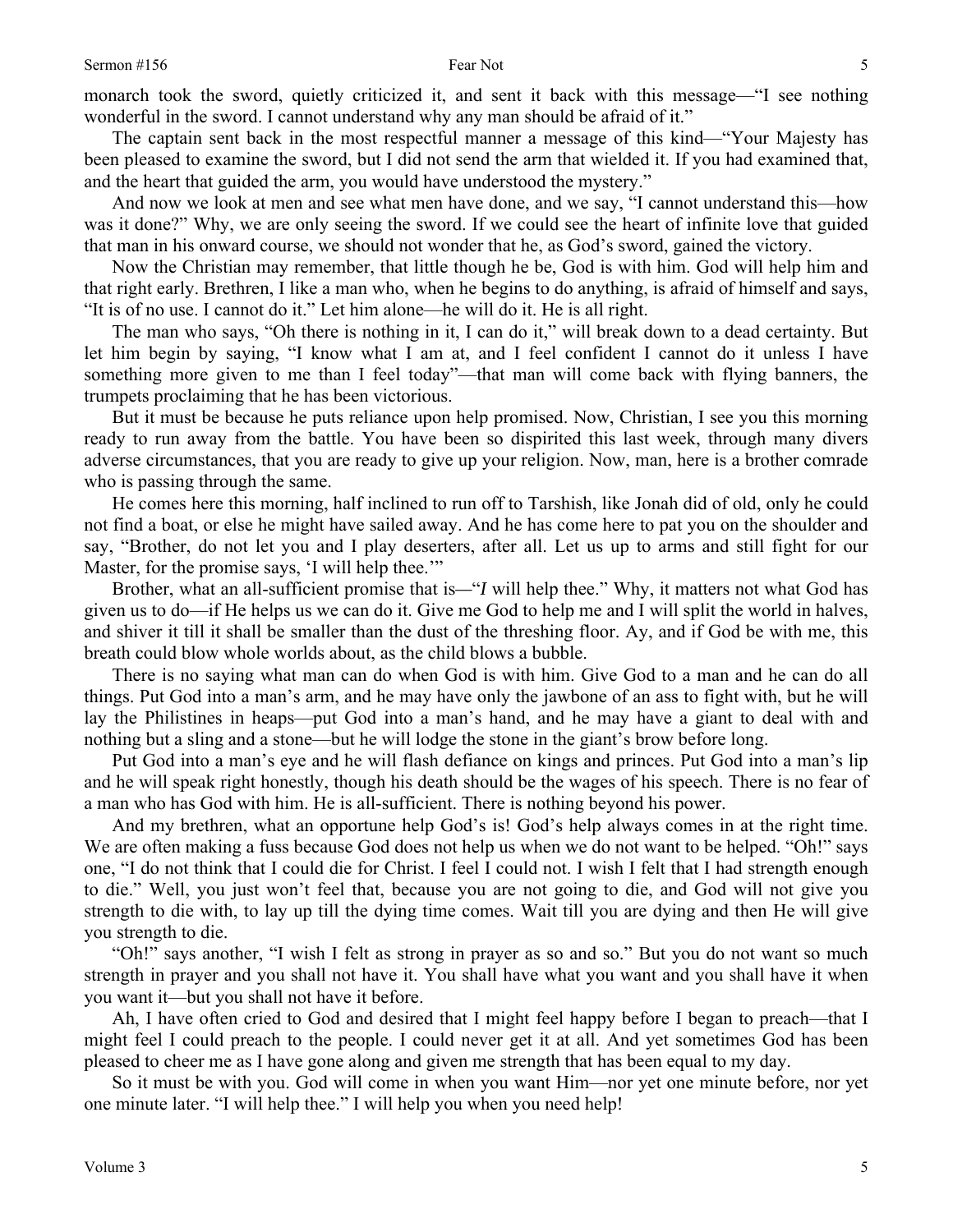monarch took the sword, quietly criticized it, and sent it back with this message—"I see nothing wonderful in the sword. I cannot understand why any man should be afraid of it."

The captain sent back in the most respectful manner a message of this kind—"Your Majesty has been pleased to examine the sword, but I did not send the arm that wielded it. If you had examined that, and the heart that guided the arm, you would have understood the mystery."

And now we look at men and see what men have done, and we say, "I cannot understand this—how was it done?" Why, we are only seeing the sword. If we could see the heart of infinite love that guided that man in his onward course, we should not wonder that he, as God's sword, gained the victory.

Now the Christian may remember, that little though he be, God is with him. God will help him and that right early. Brethren, I like a man who, when he begins to do anything, is afraid of himself and says, "It is of no use. I cannot do it." Let him alone—he will do it. He is all right.

The man who says, "Oh there is nothing in it, I can do it," will break down to a dead certainty. But let him begin by saying, "I know what I am at, and I feel confident I cannot do it unless I have something more given to me than I feel today"—that man will come back with flying banners, the trumpets proclaiming that he has been victorious.

But it must be because he puts reliance upon help promised. Now, Christian, I see you this morning ready to run away from the battle. You have been so dispirited this last week, through many divers adverse circumstances, that you are ready to give up your religion. Now, man, here is a brother comrade who is passing through the same.

He comes here this morning, half inclined to run off to Tarshish, like Jonah did of old, only he could not find a boat, or else he might have sailed away. And he has come here to pat you on the shoulder and say, "Brother, do not let you and I play deserters, after all. Let us up to arms and still fight for our Master, for the promise says, 'I will help thee.'"

Brother, what an all-sufficient promise that is—"*I* will help thee." Why, it matters not what God has given us to do—if He helps us we can do it. Give me God to help me and I will split the world in halves, and shiver it till it shall be smaller than the dust of the threshing floor. Ay, and if God be with me, this breath could blow whole worlds about, as the child blows a bubble.

There is no saying what man can do when God is with him. Give God to a man and he can do all things. Put God into a man's arm, and he may have only the jawbone of an ass to fight with, but he will lay the Philistines in heaps—put God into a man's hand, and he may have a giant to deal with and nothing but a sling and a stone—but he will lodge the stone in the giant's brow before long.

Put God into a man's eye and he will flash defiance on kings and princes. Put God into a man's lip and he will speak right honestly, though his death should be the wages of his speech. There is no fear of a man who has God with him. He is all-sufficient. There is nothing beyond his power.

And my brethren, what an opportune help God's is! God's help always comes in at the right time. We are often making a fuss because God does not help us when we do not want to be helped. "Oh!" says one, "I do not think that I could die for Christ. I feel I could not. I wish I felt that I had strength enough to die." Well, you just won't feel that, because you are not going to die, and God will not give you strength to die with, to lay up till the dying time comes. Wait till you are dying and then He will give you strength to die.

"Oh!" says another, "I wish I felt as strong in prayer as so and so." But you do not want so much strength in prayer and you shall not have it. You shall have what you want and you shall have it when you want it—but you shall not have it before.

Ah, I have often cried to God and desired that I might feel happy before I began to preach—that I might feel I could preach to the people. I could never get it at all. And yet sometimes God has been pleased to cheer me as I have gone along and given me strength that has been equal to my day.

So it must be with you. God will come in when you want Him—nor yet one minute before, nor yet one minute later. "I will help thee." I will help you when you need help!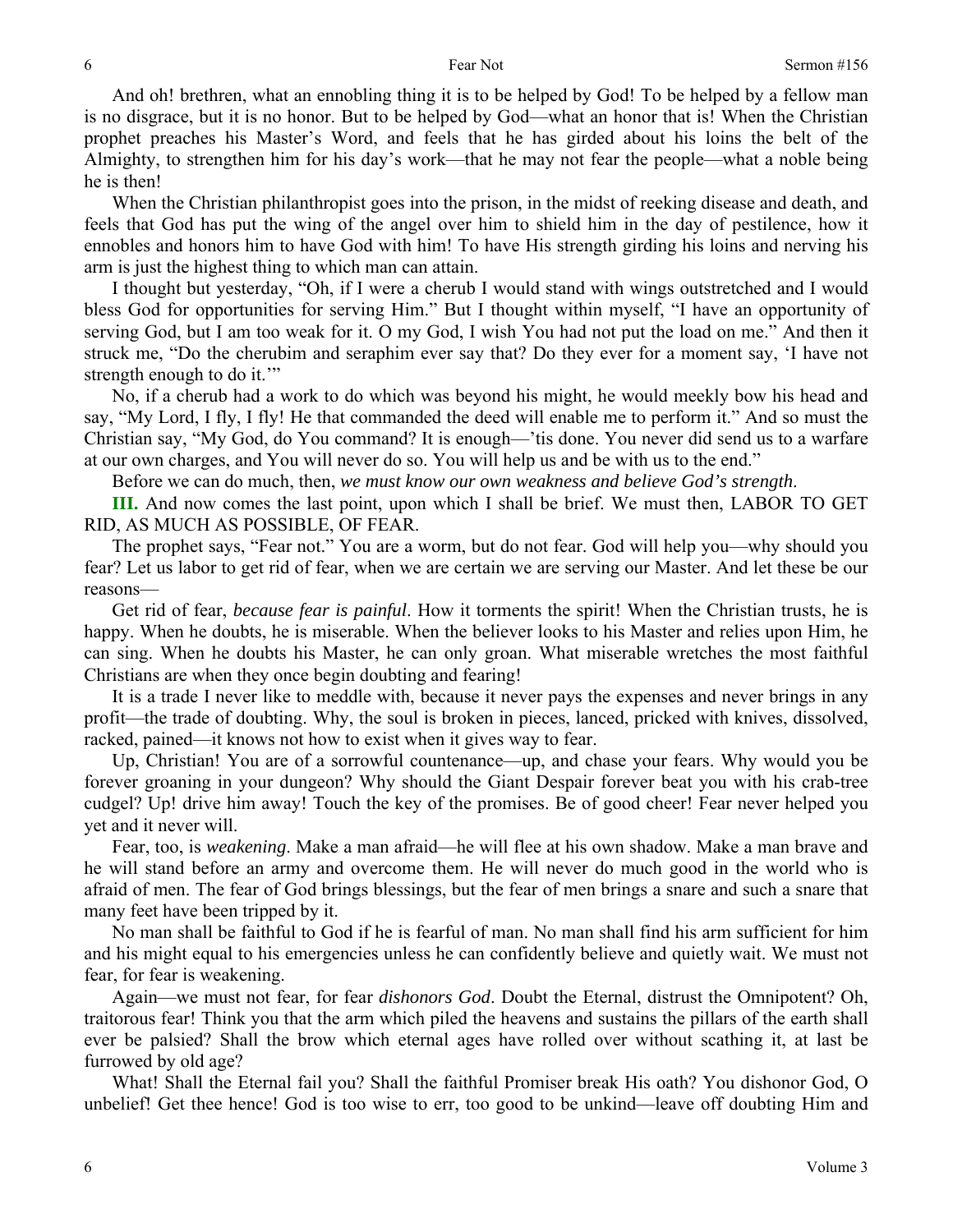And oh! brethren, what an ennobling thing it is to be helped by God! To be helped by a fellow man is no disgrace, but it is no honor. But to be helped by God—what an honor that is! When the Christian prophet preaches his Master's Word, and feels that he has girded about his loins the belt of the Almighty, to strengthen him for his day's work—that he may not fear the people—what a noble being he is then!

When the Christian philanthropist goes into the prison, in the midst of reeking disease and death, and feels that God has put the wing of the angel over him to shield him in the day of pestilence, how it ennobles and honors him to have God with him! To have His strength girding his loins and nerving his arm is just the highest thing to which man can attain.

I thought but yesterday, "Oh, if I were a cherub I would stand with wings outstretched and I would bless God for opportunities for serving Him." But I thought within myself, "I have an opportunity of serving God, but I am too weak for it. O my God, I wish You had not put the load on me." And then it struck me, "Do the cherubim and seraphim ever say that? Do they ever for a moment say, 'I have not strength enough to do it.'"

No, if a cherub had a work to do which was beyond his might, he would meekly bow his head and say, "My Lord, I fly, I fly! He that commanded the deed will enable me to perform it." And so must the Christian say, "My God, do You command? It is enough—'tis done. You never did send us to a warfare at our own charges, and You will never do so. You will help us and be with us to the end."

Before we can do much, then, *we must know our own weakness and believe God's strength*.

**III.** And now comes the last point, upon which I shall be brief. We must then, LABOR TO GET RID, AS MUCH AS POSSIBLE, OF FEAR.

The prophet says, "Fear not." You are a worm, but do not fear. God will help you—why should you fear? Let us labor to get rid of fear, when we are certain we are serving our Master. And let these be our reasons—

Get rid of fear, *because fear is painful*. How it torments the spirit! When the Christian trusts, he is happy. When he doubts, he is miserable. When the believer looks to his Master and relies upon Him, he can sing. When he doubts his Master, he can only groan. What miserable wretches the most faithful Christians are when they once begin doubting and fearing!

It is a trade I never like to meddle with, because it never pays the expenses and never brings in any profit—the trade of doubting. Why, the soul is broken in pieces, lanced, pricked with knives, dissolved, racked, pained—it knows not how to exist when it gives way to fear.

Up, Christian! You are of a sorrowful countenance—up, and chase your fears. Why would you be forever groaning in your dungeon? Why should the Giant Despair forever beat you with his crab-tree cudgel? Up! drive him away! Touch the key of the promises. Be of good cheer! Fear never helped you yet and it never will.

Fear, too, is *weakening*. Make a man afraid—he will flee at his own shadow. Make a man brave and he will stand before an army and overcome them. He will never do much good in the world who is afraid of men. The fear of God brings blessings, but the fear of men brings a snare and such a snare that many feet have been tripped by it.

No man shall be faithful to God if he is fearful of man. No man shall find his arm sufficient for him and his might equal to his emergencies unless he can confidently believe and quietly wait. We must not fear, for fear is weakening.

Again—we must not fear, for fear *dishonors God*. Doubt the Eternal, distrust the Omnipotent? Oh, traitorous fear! Think you that the arm which piled the heavens and sustains the pillars of the earth shall ever be palsied? Shall the brow which eternal ages have rolled over without scathing it, at last be furrowed by old age?

What! Shall the Eternal fail you? Shall the faithful Promiser break His oath? You dishonor God, O unbelief! Get thee hence! God is too wise to err, too good to be unkind—leave off doubting Him and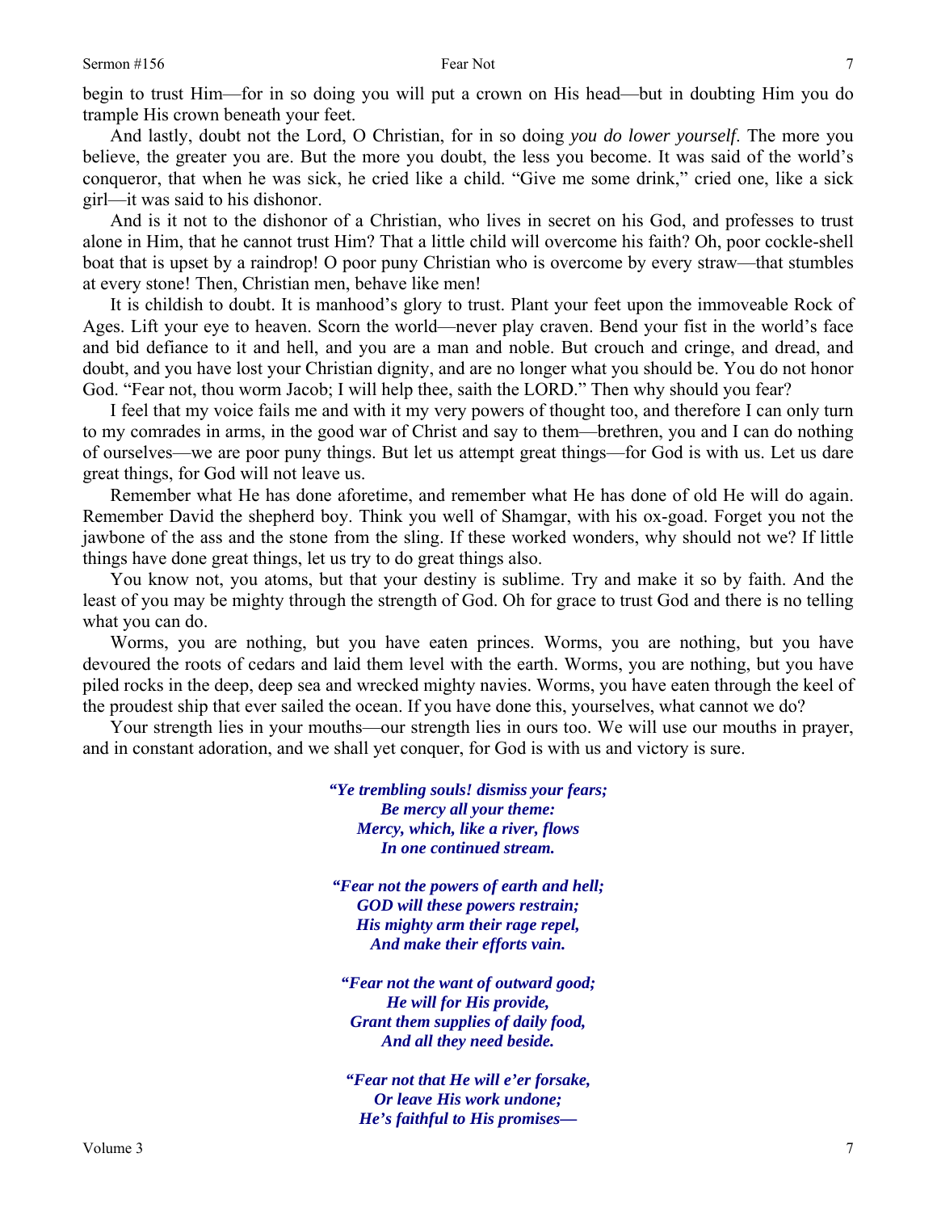begin to trust Him—for in so doing you will put a crown on His head—but in doubting Him you do trample His crown beneath your feet.

And lastly, doubt not the Lord, O Christian, for in so doing *you do lower yourself*. The more you believe, the greater you are. But the more you doubt, the less you become. It was said of the world's conqueror, that when he was sick, he cried like a child. "Give me some drink," cried one, like a sick girl—it was said to his dishonor.

And is it not to the dishonor of a Christian, who lives in secret on his God, and professes to trust alone in Him, that he cannot trust Him? That a little child will overcome his faith? Oh, poor cockle-shell boat that is upset by a raindrop! O poor puny Christian who is overcome by every straw—that stumbles at every stone! Then, Christian men, behave like men!

It is childish to doubt. It is manhood's glory to trust. Plant your feet upon the immoveable Rock of Ages. Lift your eye to heaven. Scorn the world—never play craven. Bend your fist in the world's face and bid defiance to it and hell, and you are a man and noble. But crouch and cringe, and dread, and doubt, and you have lost your Christian dignity, and are no longer what you should be. You do not honor God. "Fear not, thou worm Jacob; I will help thee, saith the LORD." Then why should you fear?

I feel that my voice fails me and with it my very powers of thought too, and therefore I can only turn to my comrades in arms, in the good war of Christ and say to them—brethren, you and I can do nothing of ourselves—we are poor puny things. But let us attempt great things—for God is with us. Let us dare great things, for God will not leave us.

Remember what He has done aforetime, and remember what He has done of old He will do again. Remember David the shepherd boy. Think you well of Shamgar, with his ox-goad. Forget you not the jawbone of the ass and the stone from the sling. If these worked wonders, why should not we? If little things have done great things, let us try to do great things also.

You know not, you atoms, but that your destiny is sublime. Try and make it so by faith. And the least of you may be mighty through the strength of God. Oh for grace to trust God and there is no telling what you can do.

Worms, you are nothing, but you have eaten princes. Worms, you are nothing, but you have devoured the roots of cedars and laid them level with the earth. Worms, you are nothing, but you have piled rocks in the deep, deep sea and wrecked mighty navies. Worms, you have eaten through the keel of the proudest ship that ever sailed the ocean. If you have done this, yourselves, what cannot we do?

Your strength lies in your mouths—our strength lies in ours too. We will use our mouths in prayer, and in constant adoration, and we shall yet conquer, for God is with us and victory is sure.

> ***"Ye trembling souls! dismiss your fears;***
> ***Be mercy all your theme:***
> ***Mercy, which, like a river, flows***
> ***In one continued stream.***
>
> ***"Fear not the powers of earth and hell;***
> ***GOD will these powers restrain;***
> ***His mighty arm their rage repel,***
> ***And make their efforts vain.***
>
> ***"Fear not the want of outward good;***
> ***He will for His provide,***
> ***Grant them supplies of daily food,***
> ***And all they need beside.***
>
> ***"Fear not that He will e'er forsake,***
> ***Or leave His work undone;***
> ***He's faithful to His promises—***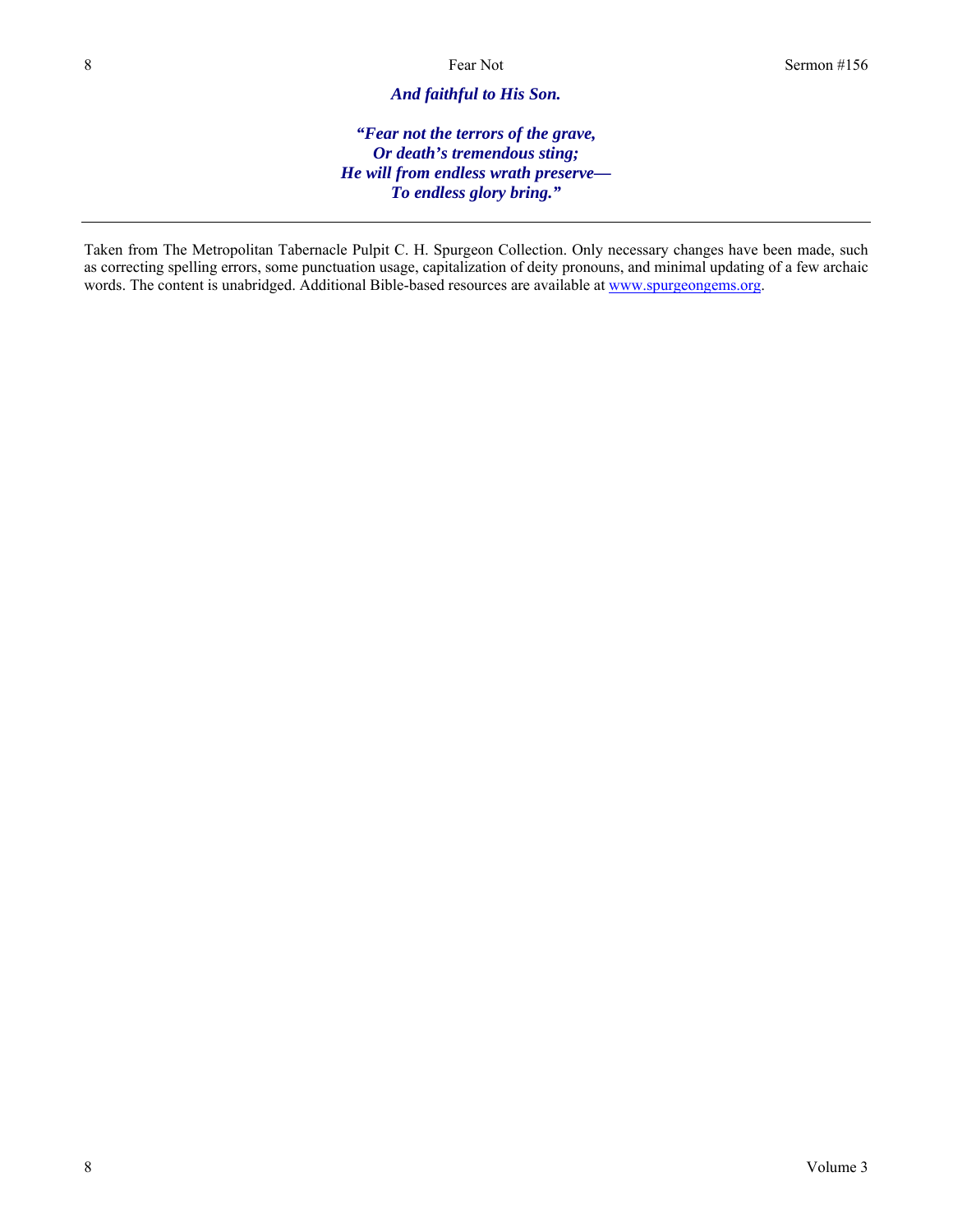***And faithful to His Son.***

***"Fear not the terrors of the grave,***
***Or death's tremendous sting;***
***He will from endless wrath preserve—***
***To endless glory bring."***

---

Taken from The Metropolitan Tabernacle Pulpit C. H. Spurgeon Collection. Only necessary changes have been made, such as correcting spelling errors, some punctuation usage, capitalization of deity pronouns, and minimal updating of a few archaic words. The content is unabridged. Additional Bible-based resources are available at www.spurgeongems.org.